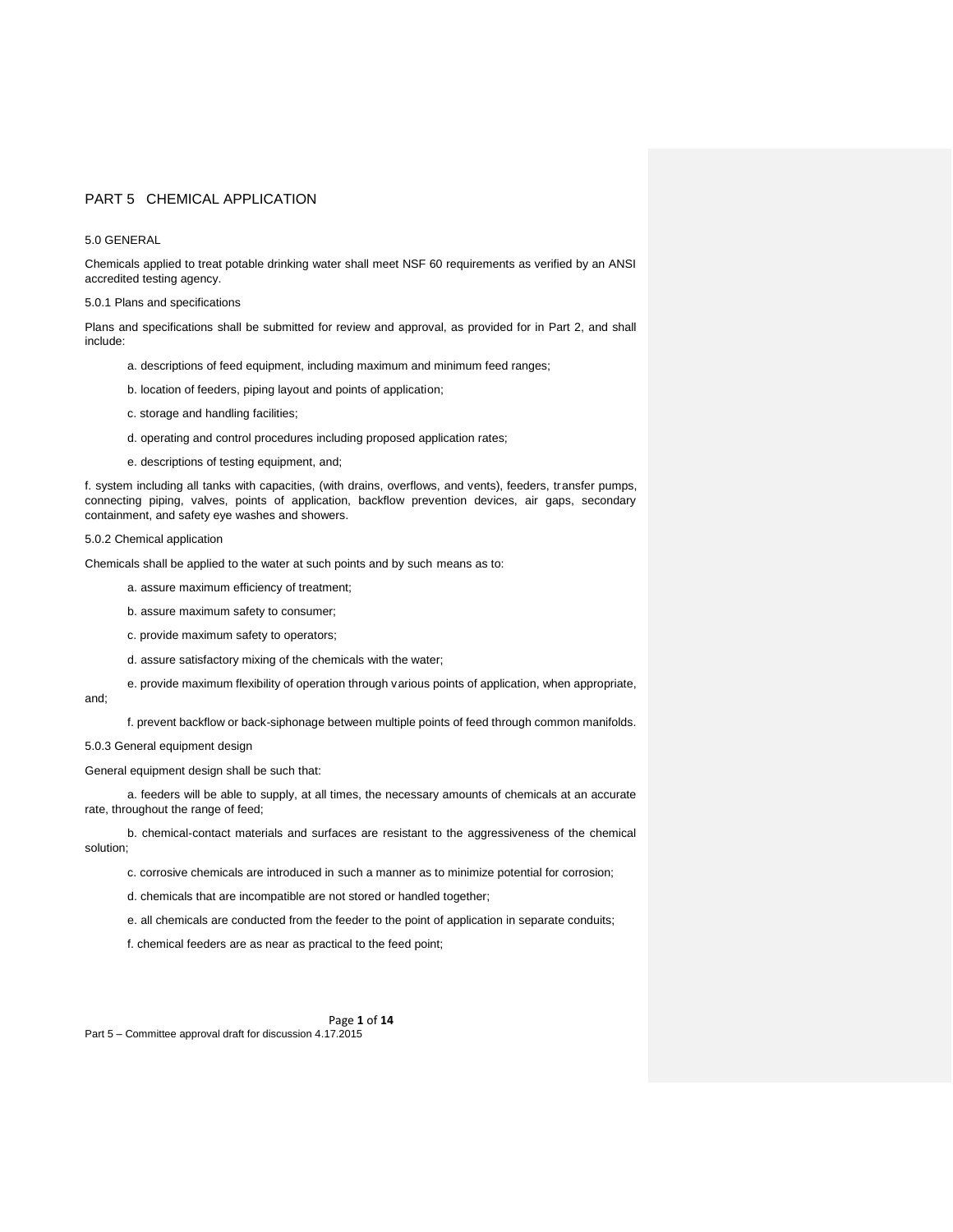# PART 5 CHEMICAL APPLICATION

## 5.0 GENERAL

Chemicals applied to treat potable drinking water shall meet NSF 60 requirements as verified by an ANSI accredited testing agency.

### 5.0.1 Plans and specifications

Plans and specifications shall be submitted for review and approval, as provided for in Part 2, and shall include:

a. descriptions of feed equipment, including maximum and minimum feed ranges;

b. location of feeders, piping layout and points of application;

c. storage and handling facilities;

d. operating and control procedures including proposed application rates;

e. descriptions of testing equipment, and;

f. system including all tanks with capacities, (with drains, overflows, and vents), feeders, transfer pumps, connecting piping, valves, points of application, backflow prevention devices, air gaps, secondary containment, and safety eye washes and showers.

### 5.0.2 Chemical application

Chemicals shall be applied to the water at such points and by such means as to:

a. assure maximum efficiency of treatment;

b. assure maximum safety to consumer;

c. provide maximum safety to operators;

d. assure satisfactory mixing of the chemicals with the water;

e. provide maximum flexibility of operation through various points of application, when appropriate, and;

f. prevent backflow or back-siphonage between multiple points of feed through common manifolds.

### 5.0.3 General equipment design

General equipment design shall be such that:

a. feeders will be able to supply, at all times, the necessary amounts of chemicals at an accurate rate, throughout the range of feed;

b. chemical-contact materials and surfaces are resistant to the aggressiveness of the chemical solution;

c. corrosive chemicals are introduced in such a manner as to minimize potential for corrosion;

d. chemicals that are incompatible are not stored or handled together;

e. all chemicals are conducted from the feeder to the point of application in separate conduits;

f. chemical feeders are as near as practical to the feed point;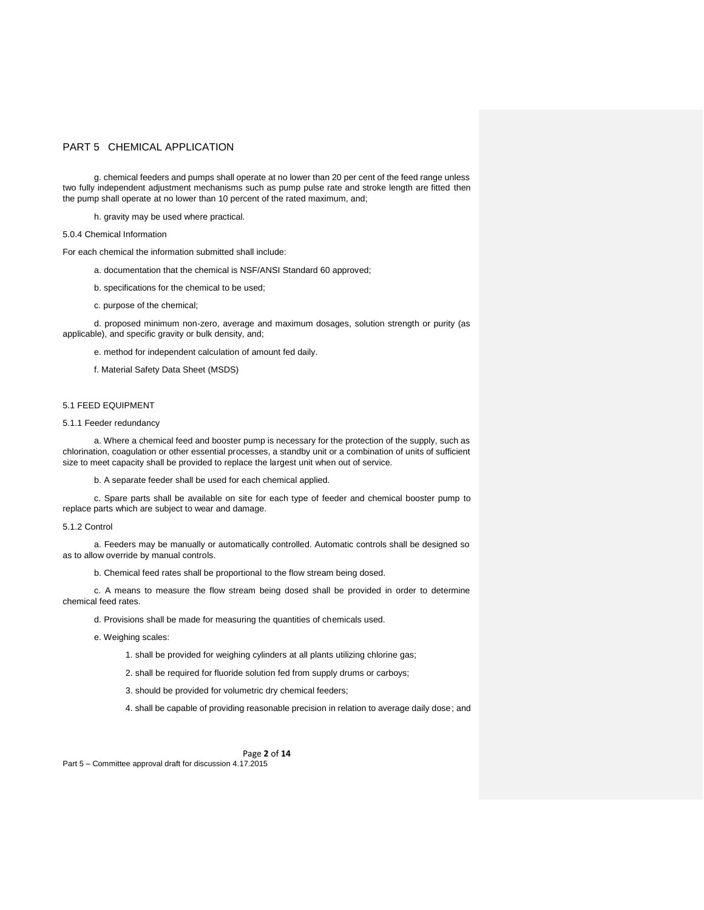# PART 5 CHEMICAL APPLICATION

g. chemical feeders and pumps shall operate at no lower than 20 per cent of the feed range unless two fully independent adjustment mechanisms such as pump pulse rate and stroke length are fitted then the pump shall operate at no lower than 10 percent of the rated maximum, and;

h. gravity may be used where practical.

5.0.4 Chemical Information

For each chemical the information submitted shall include:

a. documentation that the chemical is NSF/ANSI Standard 60 approved;

b. specifications for the chemical to be used;

c. purpose of the chemical;

d. proposed minimum non-zero, average and maximum dosages, solution strength or purity (as applicable), and specific gravity or bulk density, and;

e. method for independent calculation of amount fed daily.

f. Material Safety Data Sheet (MSDS)

## 5.1 FEED EQUIPMENT

5.1.1 Feeder redundancy

a. Where a chemical feed and booster pump is necessary for the protection of the supply, such as chlorination, coagulation or other essential processes, a standby unit or a combination of units of sufficient size to meet capacity shall be provided to replace the largest unit when out of service.

b. A separate feeder shall be used for each chemical applied.

c. Spare parts shall be available on site for each type of feeder and chemical booster pump to replace parts which are subject to wear and damage.

5.1.2 Control

a. Feeders may be manually or automatically controlled. Automatic controls shall be designed so as to allow override by manual controls.

b. Chemical feed rates shall be proportional to the flow stream being dosed.

c. A means to measure the flow stream being dosed shall be provided in order to determine chemical feed rates.

d. Provisions shall be made for measuring the quantities of chemicals used.

e. Weighing scales:

1. shall be provided for weighing cylinders at all plants utilizing chlorine gas;

2. shall be required for fluoride solution fed from supply drums or carboys;

3. should be provided for volumetric dry chemical feeders;

4. shall be capable of providing reasonable precision in relation to average daily dose; and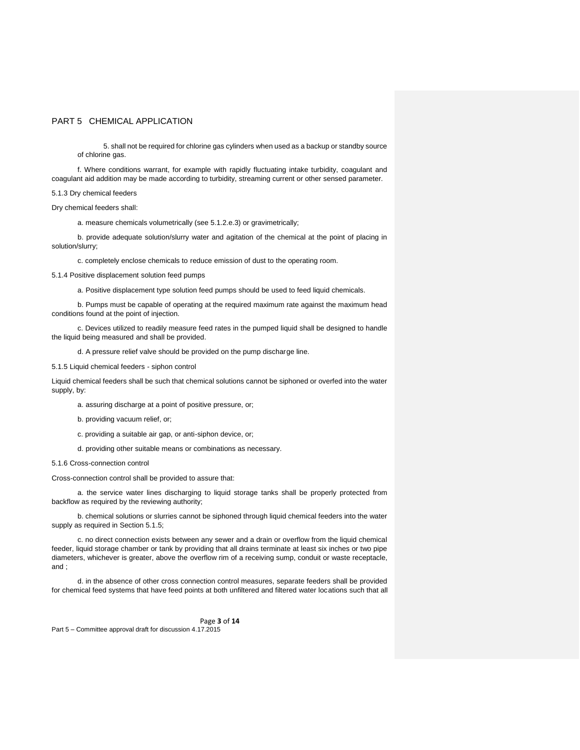# PART 5 CHEMICAL APPLICATION

5. shall not be required for chlorine gas cylinders when used as a backup or standby source of chlorine gas.

f. Where conditions warrant, for example with rapidly fluctuating intake turbidity, coagulant and coagulant aid addition may be made according to turbidity, streaming current or other sensed parameter.

5.1.3 Dry chemical feeders

Dry chemical feeders shall:

a. measure chemicals volumetrically (see 5.1.2.e.3) or gravimetrically;

b. provide adequate solution/slurry water and agitation of the chemical at the point of placing in solution/slurry;

c. completely enclose chemicals to reduce emission of dust to the operating room.

5.1.4 Positive displacement solution feed pumps

a. Positive displacement type solution feed pumps should be used to feed liquid chemicals.

b. Pumps must be capable of operating at the required maximum rate against the maximum head conditions found at the point of injection.

c. Devices utilized to readily measure feed rates in the pumped liquid shall be designed to handle the liquid being measured and shall be provided.

d. A pressure relief valve should be provided on the pump discharge line.

5.1.5 Liquid chemical feeders - siphon control

Liquid chemical feeders shall be such that chemical solutions cannot be siphoned or overfed into the water supply, by:

a. assuring discharge at a point of positive pressure, or;

b. providing vacuum relief, or;

c. providing a suitable air gap, or anti-siphon device, or;

d. providing other suitable means or combinations as necessary.

5.1.6 Cross-connection control

Cross-connection control shall be provided to assure that:

a. the service water lines discharging to liquid storage tanks shall be properly protected from backflow as required by the reviewing authority;

b. chemical solutions or slurries cannot be siphoned through liquid chemical feeders into the water supply as required in Section 5.1.5;

c. no direct connection exists between any sewer and a drain or overflow from the liquid chemical feeder, liquid storage chamber or tank by providing that all drains terminate at least six inches or two pipe diameters, whichever is greater, above the overflow rim of a receiving sump, conduit or waste receptacle, and ;

d. in the absence of other cross connection control measures, separate feeders shall be provided for chemical feed systems that have feed points at both unfiltered and filtered water locations such that all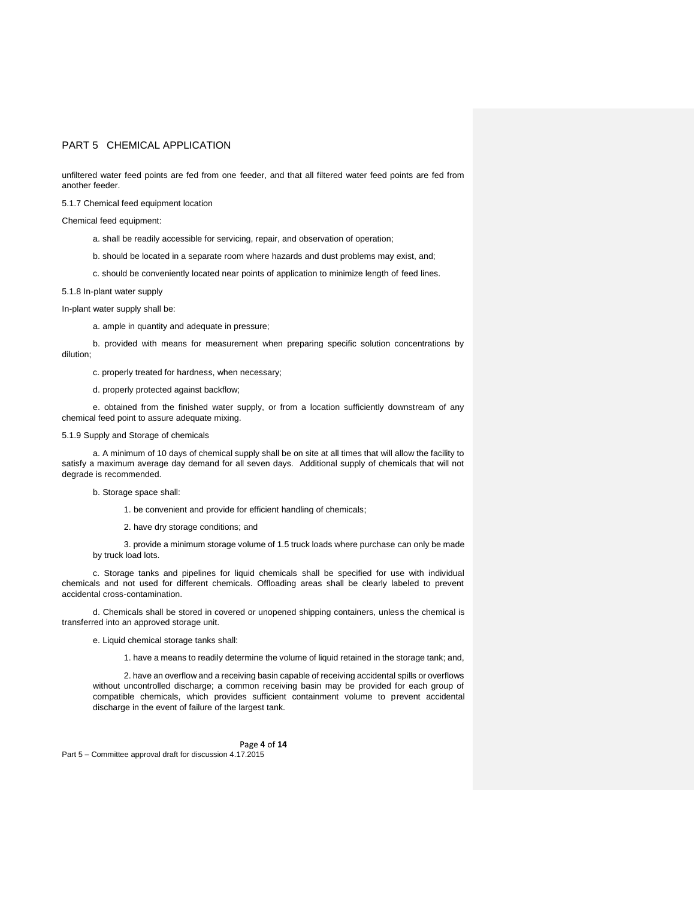unfiltered water feed points are fed from one feeder, and that all filtered water feed points are fed from another feeder.

5.1.7 Chemical feed equipment location

Chemical feed equipment:

a. shall be readily accessible for servicing, repair, and observation of operation;

b. should be located in a separate room where hazards and dust problems may exist, and;

c. should be conveniently located near points of application to minimize length of feed lines.

5.1.8 In-plant water supply

In-plant water supply shall be:

a. ample in quantity and adequate in pressure;

b. provided with means for measurement when preparing specific solution concentrations by dilution;

c. properly treated for hardness, when necessary;

d. properly protected against backflow;

e. obtained from the finished water supply, or from a location sufficiently downstream of any chemical feed point to assure adequate mixing.

5.1.9 Supply and Storage of chemicals

a. A minimum of 10 days of chemical supply shall be on site at all times that will allow the facility to satisfy a maximum average day demand for all seven days. Additional supply of chemicals that will not degrade is recommended.

b. Storage space shall:

1. be convenient and provide for efficient handling of chemicals;

2. have dry storage conditions; and

3. provide a minimum storage volume of 1.5 truck loads where purchase can only be made by truck load lots.

c. Storage tanks and pipelines for liquid chemicals shall be specified for use with individual chemicals and not used for different chemicals. Offloading areas shall be clearly labeled to prevent accidental cross-contamination.

d. Chemicals shall be stored in covered or unopened shipping containers, unless the chemical is transferred into an approved storage unit.

e. Liquid chemical storage tanks shall:

1. have a means to readily determine the volume of liquid retained in the storage tank; and,

2. have an overflow and a receiving basin capable of receiving accidental spills or overflows without uncontrolled discharge; a common receiving basin may be provided for each group of compatible chemicals, which provides sufficient containment volume to prevent accidental discharge in the event of failure of the largest tank.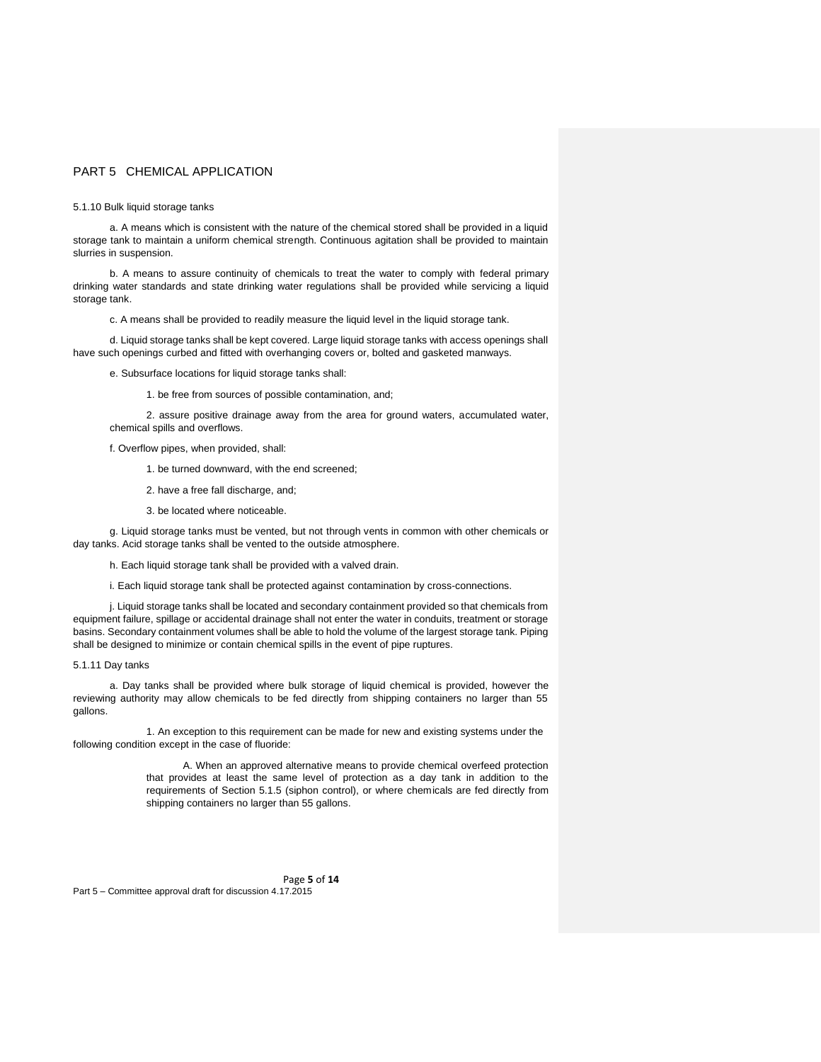# PART 5 CHEMICAL APPLICATION

5.1.10 Bulk liquid storage tanks

a. A means which is consistent with the nature of the chemical stored shall be provided in a liquid storage tank to maintain a uniform chemical strength. Continuous agitation shall be provided to maintain slurries in suspension.

b. A means to assure continuity of chemicals to treat the water to comply with federal primary drinking water standards and state drinking water regulations shall be provided while servicing a liquid storage tank.

c. A means shall be provided to readily measure the liquid level in the liquid storage tank.

d. Liquid storage tanks shall be kept covered. Large liquid storage tanks with access openings shall have such openings curbed and fitted with overhanging covers or, bolted and gasketed manways.

e. Subsurface locations for liquid storage tanks shall:

1. be free from sources of possible contamination, and;

2. assure positive drainage away from the area for ground waters, accumulated water, chemical spills and overflows.

f. Overflow pipes, when provided, shall:

1. be turned downward, with the end screened;

2. have a free fall discharge, and;

3. be located where noticeable.

g. Liquid storage tanks must be vented, but not through vents in common with other chemicals or day tanks. Acid storage tanks shall be vented to the outside atmosphere.

h. Each liquid storage tank shall be provided with a valved drain.

i. Each liquid storage tank shall be protected against contamination by cross-connections.

j. Liquid storage tanks shall be located and secondary containment provided so that chemicals from equipment failure, spillage or accidental drainage shall not enter the water in conduits, treatment or storage basins. Secondary containment volumes shall be able to hold the volume of the largest storage tank. Piping shall be designed to minimize or contain chemical spills in the event of pipe ruptures.

5.1.11 Day tanks

a. Day tanks shall be provided where bulk storage of liquid chemical is provided, however the reviewing authority may allow chemicals to be fed directly from shipping containers no larger than 55 gallons.

1. An exception to this requirement can be made for new and existing systems under the following condition except in the case of fluoride:

A. When an approved alternative means to provide chemical overfeed protection that provides at least the same level of protection as a day tank in addition to the requirements of Section 5.1.5 (siphon control), or where chemicals are fed directly from shipping containers no larger than 55 gallons.

Part 5 – Committee approval draft for discussion 4.17.2015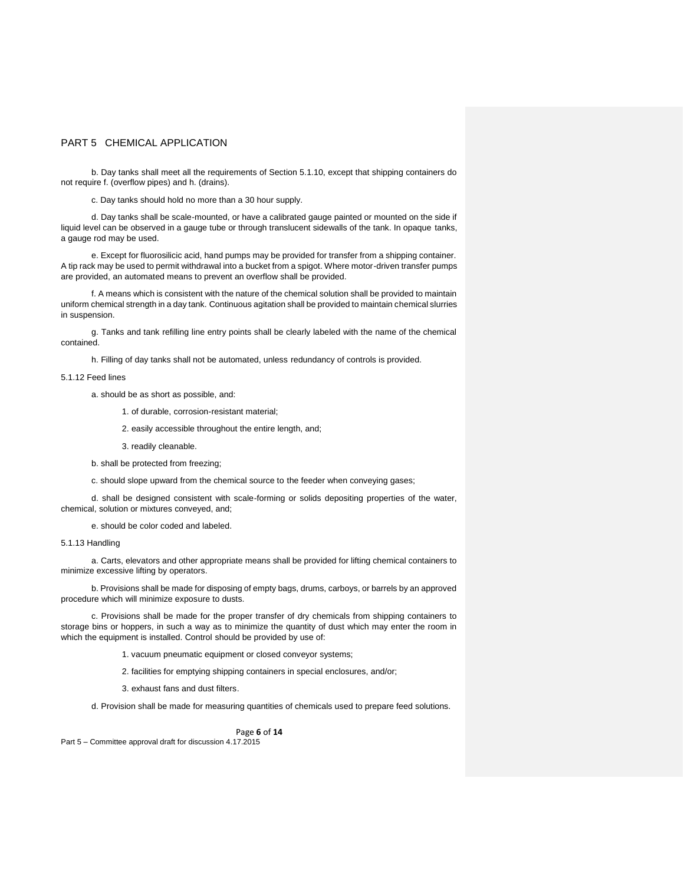b. Day tanks shall meet all the requirements of Section 5.1.10, except that shipping containers do not require f. (overflow pipes) and h. (drains).

c. Day tanks should hold no more than a 30 hour supply.

d. Day tanks shall be scale-mounted, or have a calibrated gauge painted or mounted on the side if liquid level can be observed in a gauge tube or through translucent sidewalls of the tank. In opaque tanks, a gauge rod may be used.

e. Except for fluorosilicic acid, hand pumps may be provided for transfer from a shipping container. A tip rack may be used to permit withdrawal into a bucket from a spigot. Where motor-driven transfer pumps are provided, an automated means to prevent an overflow shall be provided.

f. A means which is consistent with the nature of the chemical solution shall be provided to maintain uniform chemical strength in a day tank. Continuous agitation shall be provided to maintain chemical slurries in suspension.

g. Tanks and tank refilling line entry points shall be clearly labeled with the name of the chemical contained.

h. Filling of day tanks shall not be automated, unless redundancy of controls is provided.

5.1.12 Feed lines

a. should be as short as possible, and:

1. of durable, corrosion-resistant material;
2. easily accessible throughout the entire length, and;
3. readily cleanable.

b. shall be protected from freezing;

c. should slope upward from the chemical source to the feeder when conveying gases;

d. shall be designed consistent with scale-forming or solids depositing properties of the water, chemical, solution or mixtures conveyed, and;

e. should be color coded and labeled.

5.1.13 Handling

a. Carts, elevators and other appropriate means shall be provided for lifting chemical containers to minimize excessive lifting by operators.

b. Provisions shall be made for disposing of empty bags, drums, carboys, or barrels by an approved procedure which will minimize exposure to dusts.

c. Provisions shall be made for the proper transfer of dry chemicals from shipping containers to storage bins or hoppers, in such a way as to minimize the quantity of dust which may enter the room in which the equipment is installed. Control should be provided by use of:

1. vacuum pneumatic equipment or closed conveyor systems;
2. facilities for emptying shipping containers in special enclosures, and/or;
3. exhaust fans and dust filters.

d. Provision shall be made for measuring quantities of chemicals used to prepare feed solutions.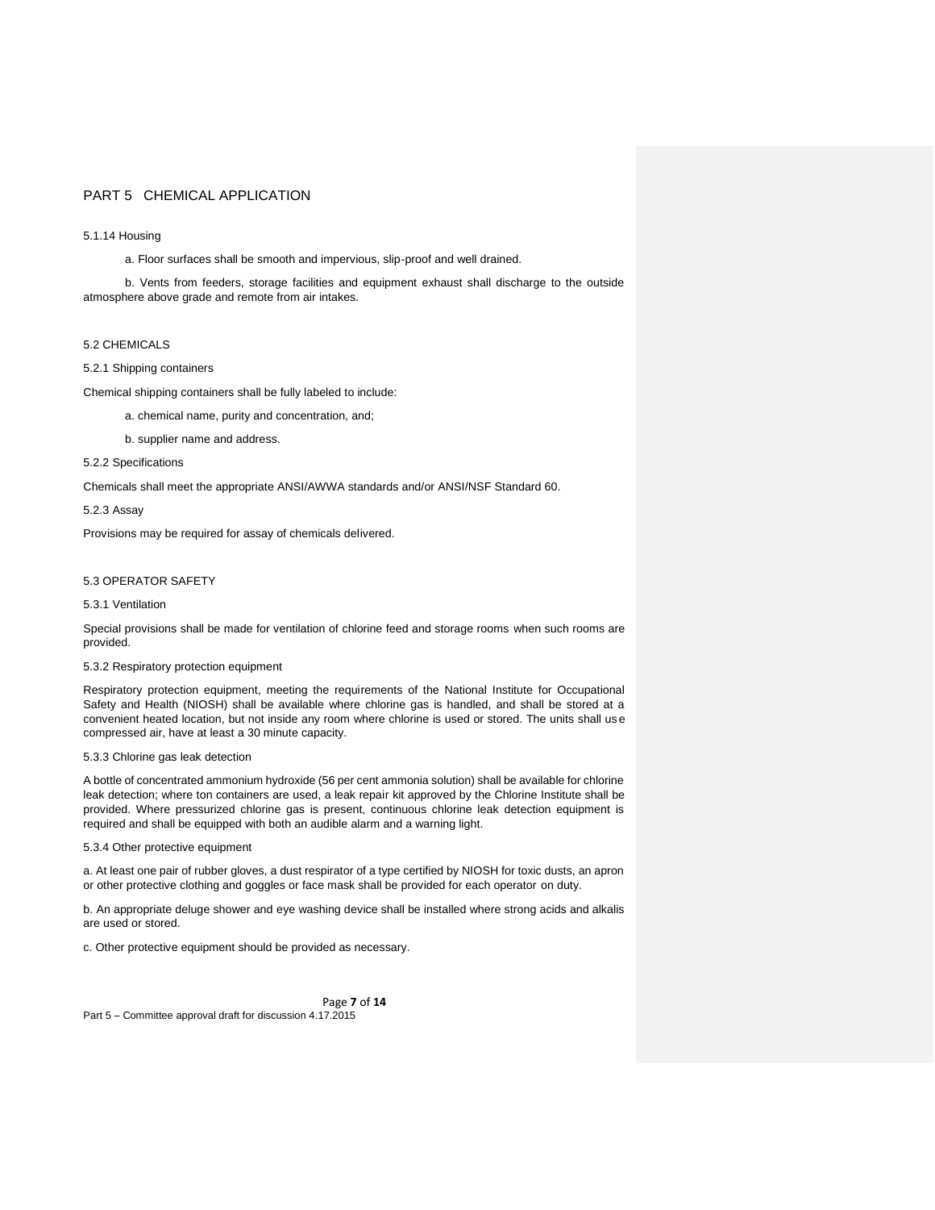# PART 5 CHEMICAL APPLICATION

5.1.14 Housing

a. Floor surfaces shall be smooth and impervious, slip-proof and well drained.

b. Vents from feeders, storage facilities and equipment exhaust shall discharge to the outside atmosphere above grade and remote from air intakes.

## 5.2 CHEMICALS

5.2.1 Shipping containers

Chemical shipping containers shall be fully labeled to include:

a. chemical name, purity and concentration, and;

b. supplier name and address.

5.2.2 Specifications

Chemicals shall meet the appropriate ANSI/AWWA standards and/or ANSI/NSF Standard 60.

5.2.3 Assay

Provisions may be required for assay of chemicals delivered.

## 5.3 OPERATOR SAFETY

5.3.1 Ventilation

Special provisions shall be made for ventilation of chlorine feed and storage rooms when such rooms are provided.

5.3.2 Respiratory protection equipment

Respiratory protection equipment, meeting the requirements of the National Institute for Occupational Safety and Health (NIOSH) shall be available where chlorine gas is handled, and shall be stored at a convenient heated location, but not inside any room where chlorine is used or stored. The units shall use compressed air, have at least a 30 minute capacity.

5.3.3 Chlorine gas leak detection

A bottle of concentrated ammonium hydroxide (56 per cent ammonia solution) shall be available for chlorine leak detection; where ton containers are used, a leak repair kit approved by the Chlorine Institute shall be provided. Where pressurized chlorine gas is present, continuous chlorine leak detection equipment is required and shall be equipped with both an audible alarm and a warning light.

5.3.4 Other protective equipment

a. At least one pair of rubber gloves, a dust respirator of a type certified by NIOSH for toxic dusts, an apron or other protective clothing and goggles or face mask shall be provided for each operator on duty.

b. An appropriate deluge shower and eye washing device shall be installed where strong acids and alkalis are used or stored.

c. Other protective equipment should be provided as necessary.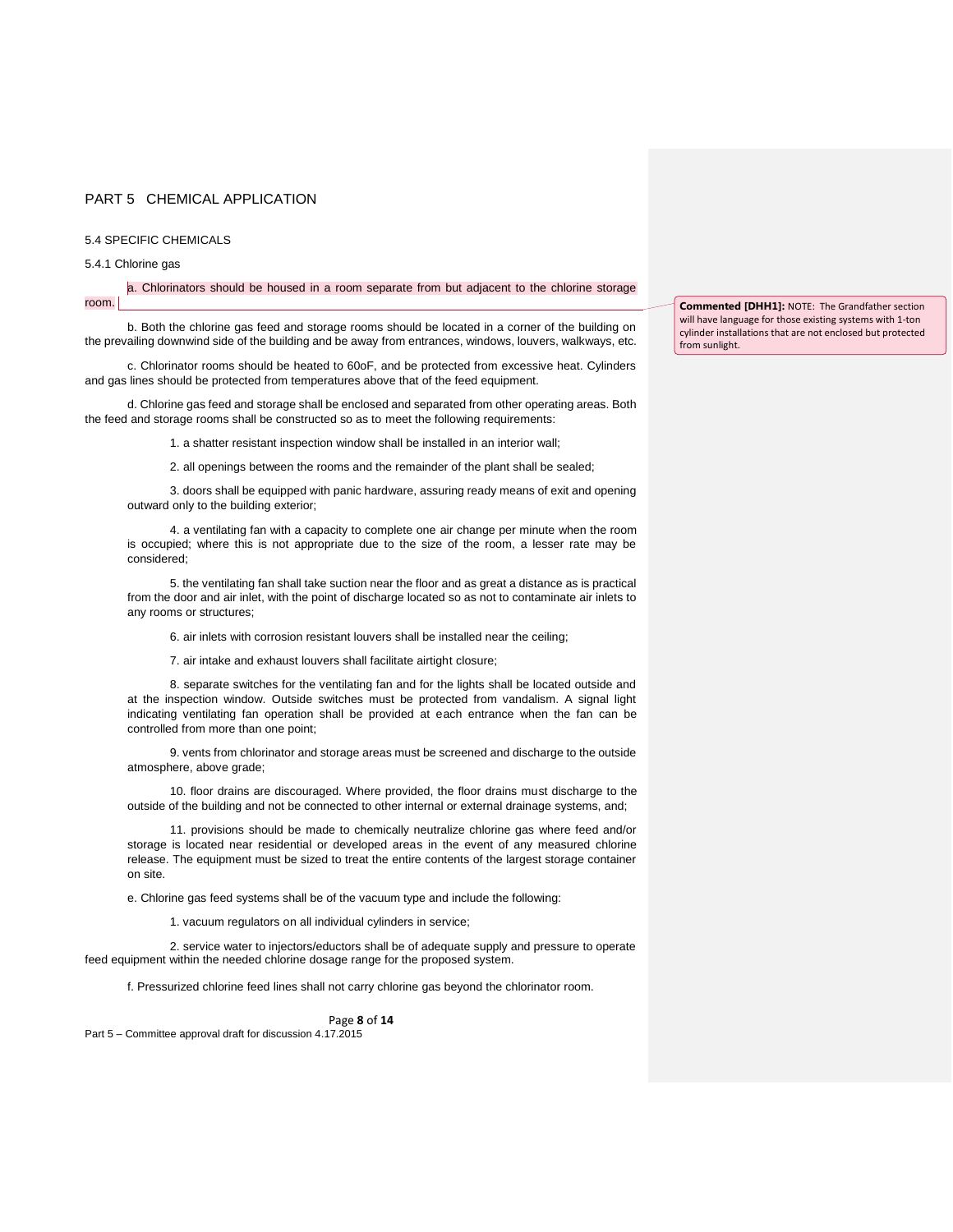# PART 5 CHEMICAL APPLICATION

## 5.4 SPECIFIC CHEMICALS

### 5.4.1 Chlorine gas

a. Chlorinators should be housed in a room separate from but adjacent to the chlorine storage room.

**Commented [DHH1]:** NOTE: The Grandfather section will have language for those existing systems with 1-ton cylinder installations that are not enclosed but protected from sunlight.

b. Both the chlorine gas feed and storage rooms should be located in a corner of the building on the prevailing downwind side of the building and be away from entrances, windows, louvers, walkways, etc.

c. Chlorinator rooms should be heated to 60oF, and be protected from excessive heat. Cylinders and gas lines should be protected from temperatures above that of the feed equipment.

d. Chlorine gas feed and storage shall be enclosed and separated from other operating areas. Both the feed and storage rooms shall be constructed so as to meet the following requirements:

1. a shatter resistant inspection window shall be installed in an interior wall;

2. all openings between the rooms and the remainder of the plant shall be sealed;

3. doors shall be equipped with panic hardware, assuring ready means of exit and opening outward only to the building exterior;

4. a ventilating fan with a capacity to complete one air change per minute when the room is occupied; where this is not appropriate due to the size of the room, a lesser rate may be considered;

5. the ventilating fan shall take suction near the floor and as great a distance as is practical from the door and air inlet, with the point of discharge located so as not to contaminate air inlets to any rooms or structures;

6. air inlets with corrosion resistant louvers shall be installed near the ceiling;

7. air intake and exhaust louvers shall facilitate airtight closure;

8. separate switches for the ventilating fan and for the lights shall be located outside and at the inspection window. Outside switches must be protected from vandalism. A signal light indicating ventilating fan operation shall be provided at each entrance when the fan can be controlled from more than one point;

9. vents from chlorinator and storage areas must be screened and discharge to the outside atmosphere, above grade;

10. floor drains are discouraged. Where provided, the floor drains must discharge to the outside of the building and not be connected to other internal or external drainage systems, and;

11. provisions should be made to chemically neutralize chlorine gas where feed and/or storage is located near residential or developed areas in the event of any measured chlorine release. The equipment must be sized to treat the entire contents of the largest storage container on site.

e. Chlorine gas feed systems shall be of the vacuum type and include the following:

1. vacuum regulators on all individual cylinders in service;

2. service water to injectors/eductors shall be of adequate supply and pressure to operate feed equipment within the needed chlorine dosage range for the proposed system.

f. Pressurized chlorine feed lines shall not carry chlorine gas beyond the chlorinator room.

Part 5 – Committee approval draft for discussion 4.17.2015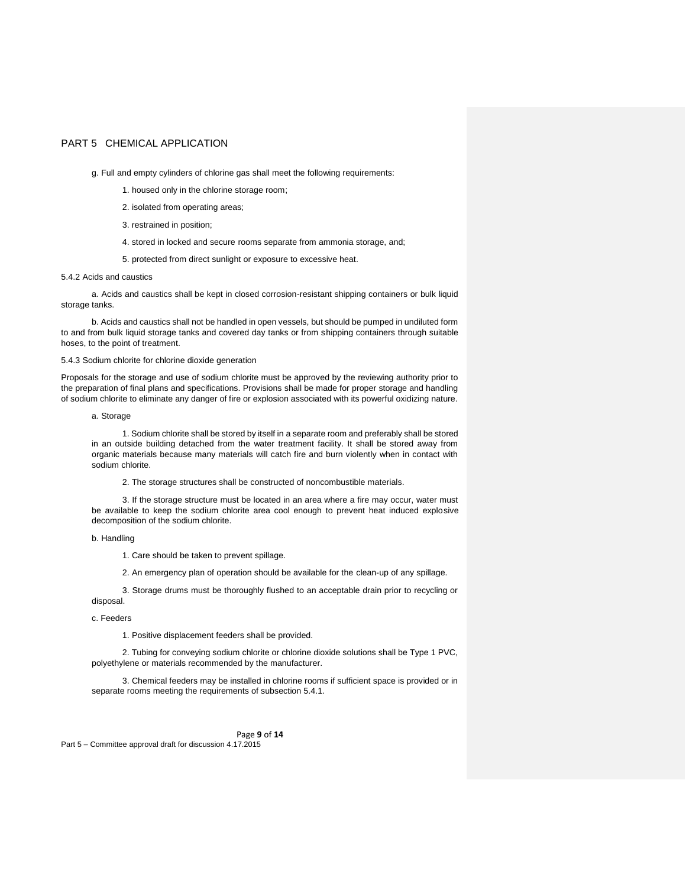g. Full and empty cylinders of chlorine gas shall meet the following requirements:

1. housed only in the chlorine storage room;

2. isolated from operating areas;

3. restrained in position;

4. stored in locked and secure rooms separate from ammonia storage, and;

5. protected from direct sunlight or exposure to excessive heat.

### 5.4.2 Acids and caustics

a. Acids and caustics shall be kept in closed corrosion-resistant shipping containers or bulk liquid storage tanks.

b. Acids and caustics shall not be handled in open vessels, but should be pumped in undiluted form to and from bulk liquid storage tanks and covered day tanks or from shipping containers through suitable hoses, to the point of treatment.

### 5.4.3 Sodium chlorite for chlorine dioxide generation

Proposals for the storage and use of sodium chlorite must be approved by the reviewing authority prior to the preparation of final plans and specifications. Provisions shall be made for proper storage and handling of sodium chlorite to eliminate any danger of fire or explosion associated with its powerful oxidizing nature.

a. Storage

1. Sodium chlorite shall be stored by itself in a separate room and preferably shall be stored in an outside building detached from the water treatment facility. It shall be stored away from organic materials because many materials will catch fire and burn violently when in contact with sodium chlorite.

2. The storage structures shall be constructed of noncombustible materials.

3. If the storage structure must be located in an area where a fire may occur, water must be available to keep the sodium chlorite area cool enough to prevent heat induced explosive decomposition of the sodium chlorite.

b. Handling

1. Care should be taken to prevent spillage.

2. An emergency plan of operation should be available for the clean-up of any spillage.

3. Storage drums must be thoroughly flushed to an acceptable drain prior to recycling or disposal.

c. Feeders

1. Positive displacement feeders shall be provided.

2. Tubing for conveying sodium chlorite or chlorine dioxide solutions shall be Type 1 PVC, polyethylene or materials recommended by the manufacturer.

3. Chemical feeders may be installed in chlorine rooms if sufficient space is provided or in separate rooms meeting the requirements of subsection 5.4.1.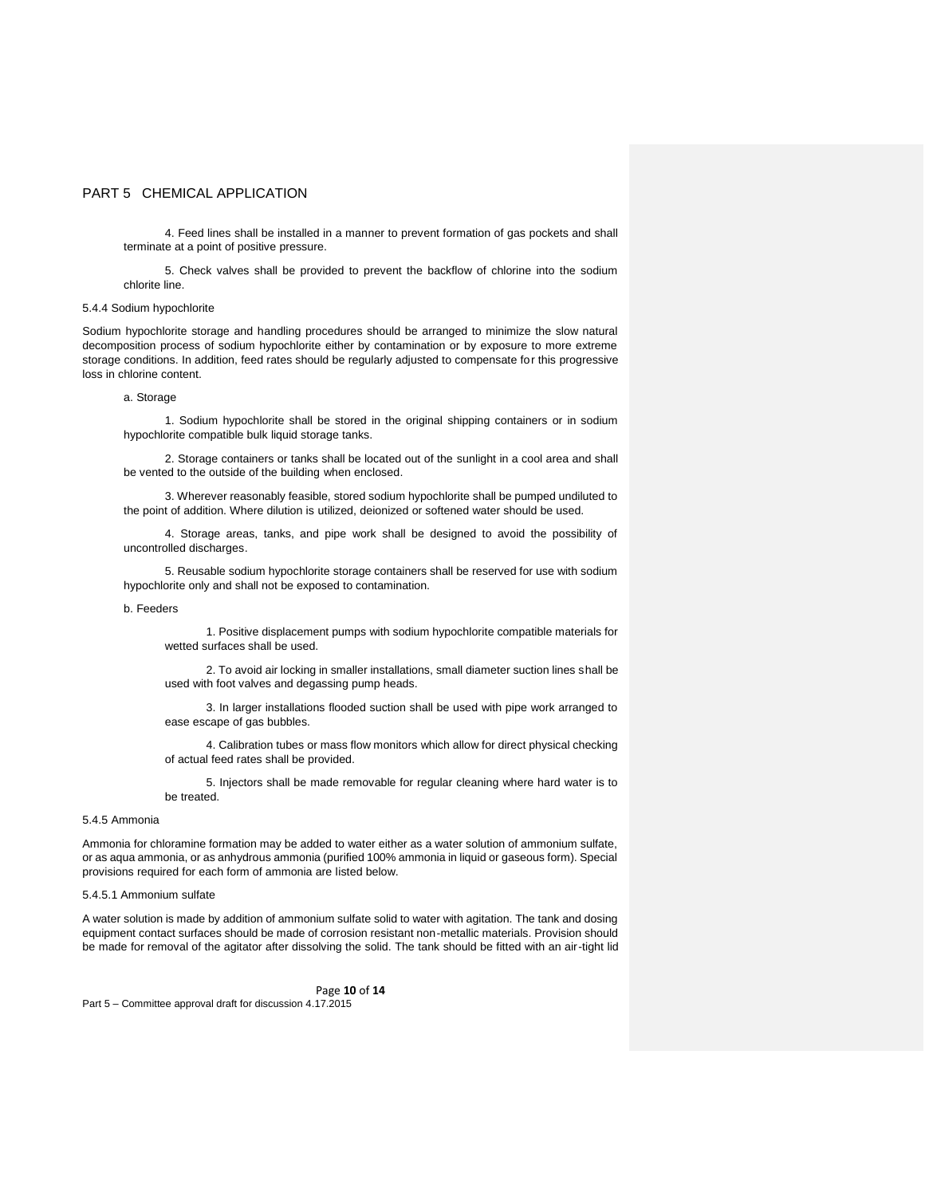4. Feed lines shall be installed in a manner to prevent formation of gas pockets and shall terminate at a point of positive pressure.

5. Check valves shall be provided to prevent the backflow of chlorine into the sodium chlorite line.

### 5.4.4 Sodium hypochlorite

Sodium hypochlorite storage and handling procedures should be arranged to minimize the slow natural decomposition process of sodium hypochlorite either by contamination or by exposure to more extreme storage conditions. In addition, feed rates should be regularly adjusted to compensate for this progressive loss in chlorine content.

a. Storage

1. Sodium hypochlorite shall be stored in the original shipping containers or in sodium hypochlorite compatible bulk liquid storage tanks.

2. Storage containers or tanks shall be located out of the sunlight in a cool area and shall be vented to the outside of the building when enclosed.

3. Wherever reasonably feasible, stored sodium hypochlorite shall be pumped undiluted to the point of addition. Where dilution is utilized, deionized or softened water should be used.

4. Storage areas, tanks, and pipe work shall be designed to avoid the possibility of uncontrolled discharges.

5. Reusable sodium hypochlorite storage containers shall be reserved for use with sodium hypochlorite only and shall not be exposed to contamination.

b. Feeders

1. Positive displacement pumps with sodium hypochlorite compatible materials for wetted surfaces shall be used.

2. To avoid air locking in smaller installations, small diameter suction lines shall be used with foot valves and degassing pump heads.

3. In larger installations flooded suction shall be used with pipe work arranged to ease escape of gas bubbles.

4. Calibration tubes or mass flow monitors which allow for direct physical checking of actual feed rates shall be provided.

5. Injectors shall be made removable for regular cleaning where hard water is to be treated.

### 5.4.5 Ammonia

Ammonia for chloramine formation may be added to water either as a water solution of ammonium sulfate, or as aqua ammonia, or as anhydrous ammonia (purified 100% ammonia in liquid or gaseous form). Special provisions required for each form of ammonia are listed below.

#### 5.4.5.1 Ammonium sulfate

A water solution is made by addition of ammonium sulfate solid to water with agitation. The tank and dosing equipment contact surfaces should be made of corrosion resistant non-metallic materials. Provision should be made for removal of the agitator after dissolving the solid. The tank should be fitted with an air-tight lid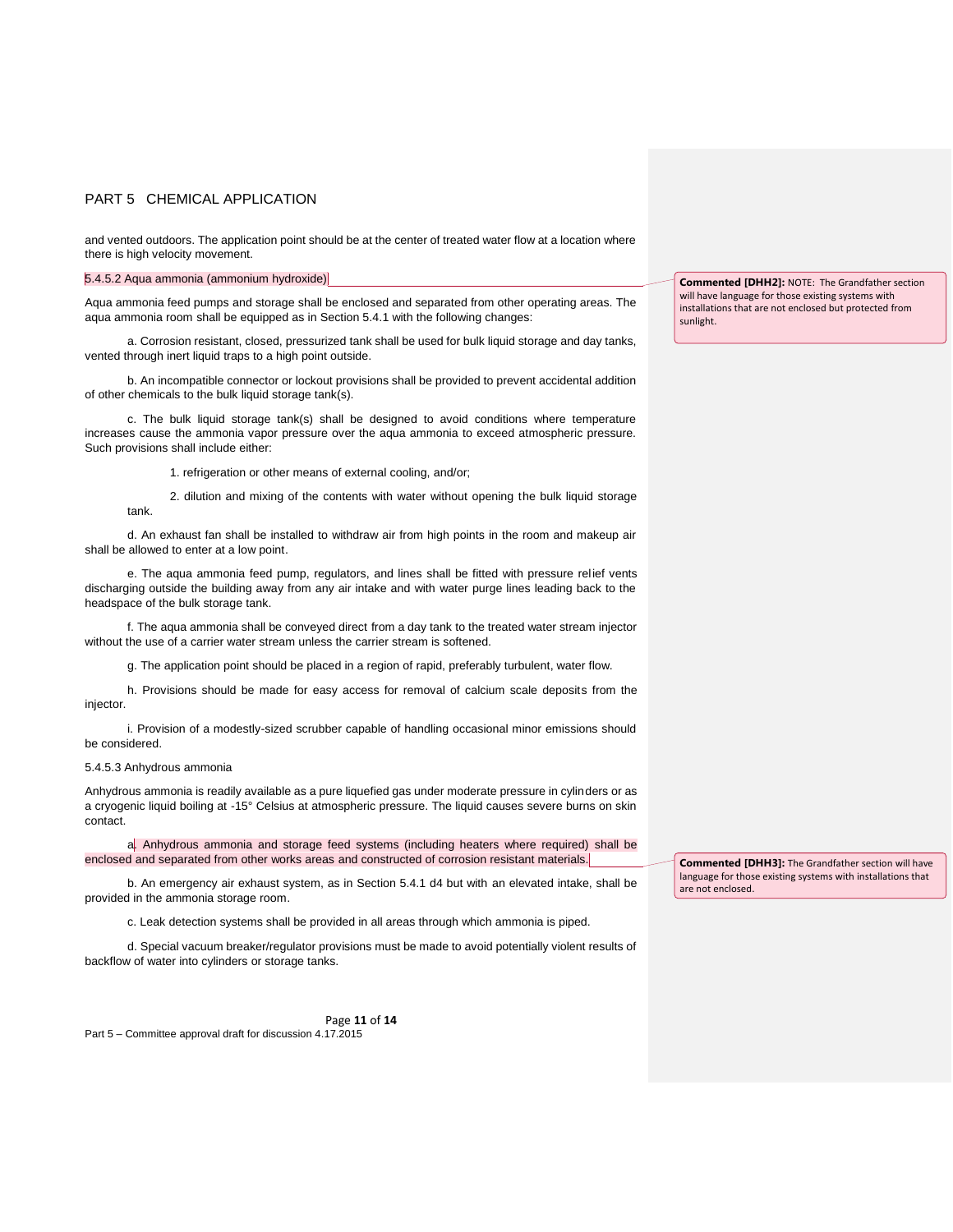and vented outdoors. The application point should be at the center of treated water flow at a location where there is high velocity movement.

5.4.5.2 Aqua ammonia (ammonium hydroxide)

> **Commented [DHH2]:** NOTE: The Grandfather section will have language for those existing systems with installations that are not enclosed but protected from sunlight.

Aqua ammonia feed pumps and storage shall be enclosed and separated from other operating areas. The aqua ammonia room shall be equipped as in Section 5.4.1 with the following changes:

a. Corrosion resistant, closed, pressurized tank shall be used for bulk liquid storage and day tanks, vented through inert liquid traps to a high point outside.

b. An incompatible connector or lockout provisions shall be provided to prevent accidental addition of other chemicals to the bulk liquid storage tank(s).

c. The bulk liquid storage tank(s) shall be designed to avoid conditions where temperature increases cause the ammonia vapor pressure over the aqua ammonia to exceed atmospheric pressure. Such provisions shall include either:

1. refrigeration or other means of external cooling, and/or;

2. dilution and mixing of the contents with water without opening the bulk liquid storage tank.

d. An exhaust fan shall be installed to withdraw air from high points in the room and makeup air shall be allowed to enter at a low point.

e. The aqua ammonia feed pump, regulators, and lines shall be fitted with pressure relief vents discharging outside the building away from any air intake and with water purge lines leading back to the headspace of the bulk storage tank.

f. The aqua ammonia shall be conveyed direct from a day tank to the treated water stream injector without the use of a carrier water stream unless the carrier stream is softened.

g. The application point should be placed in a region of rapid, preferably turbulent, water flow.

h. Provisions should be made for easy access for removal of calcium scale deposits from the injector.

i. Provision of a modestly-sized scrubber capable of handling occasional minor emissions should be considered.

5.4.5.3 Anhydrous ammonia

Anhydrous ammonia is readily available as a pure liquefied gas under moderate pressure in cylinders or as a cryogenic liquid boiling at -15° Celsius at atmospheric pressure. The liquid causes severe burns on skin contact.

a. Anhydrous ammonia and storage feed systems (including heaters where required) shall be enclosed and separated from other works areas and constructed of corrosion resistant materials.

> **Commented [DHH3]:** The Grandfather section will have language for those existing systems with installations that are not enclosed.

b. An emergency air exhaust system, as in Section 5.4.1 d4 but with an elevated intake, shall be provided in the ammonia storage room.

c. Leak detection systems shall be provided in all areas through which ammonia is piped.

d. Special vacuum breaker/regulator provisions must be made to avoid potentially violent results of backflow of water into cylinders or storage tanks.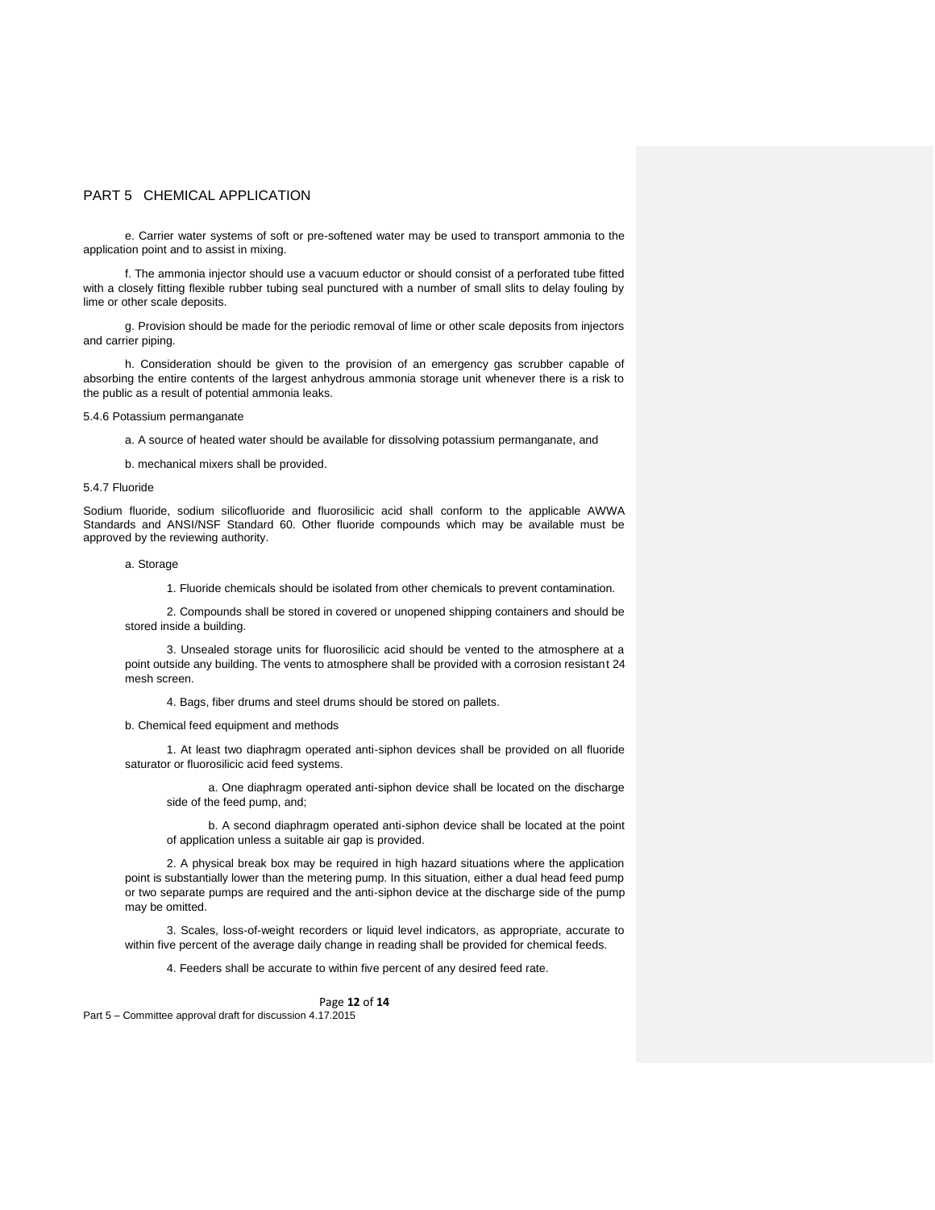e. Carrier water systems of soft or pre-softened water may be used to transport ammonia to the application point and to assist in mixing.

f. The ammonia injector should use a vacuum eductor or should consist of a perforated tube fitted with a closely fitting flexible rubber tubing seal punctured with a number of small slits to delay fouling by lime or other scale deposits.

g. Provision should be made for the periodic removal of lime or other scale deposits from injectors and carrier piping.

h. Consideration should be given to the provision of an emergency gas scrubber capable of absorbing the entire contents of the largest anhydrous ammonia storage unit whenever there is a risk to the public as a result of potential ammonia leaks.

5.4.6 Potassium permanganate

a. A source of heated water should be available for dissolving potassium permanganate, and

b. mechanical mixers shall be provided.

5.4.7 Fluoride

Sodium fluoride, sodium silicofluoride and fluorosilicic acid shall conform to the applicable AWWA Standards and ANSI/NSF Standard 60. Other fluoride compounds which may be available must be approved by the reviewing authority.

a. Storage

1. Fluoride chemicals should be isolated from other chemicals to prevent contamination.

2. Compounds shall be stored in covered or unopened shipping containers and should be stored inside a building.

3. Unsealed storage units for fluorosilicic acid should be vented to the atmosphere at a point outside any building. The vents to atmosphere shall be provided with a corrosion resistant 24 mesh screen.

4. Bags, fiber drums and steel drums should be stored on pallets.

b. Chemical feed equipment and methods

1. At least two diaphragm operated anti-siphon devices shall be provided on all fluoride saturator or fluorosilicic acid feed systems.

a. One diaphragm operated anti-siphon device shall be located on the discharge side of the feed pump, and;

b. A second diaphragm operated anti-siphon device shall be located at the point of application unless a suitable air gap is provided.

2. A physical break box may be required in high hazard situations where the application point is substantially lower than the metering pump. In this situation, either a dual head feed pump or two separate pumps are required and the anti-siphon device at the discharge side of the pump may be omitted.

3. Scales, loss-of-weight recorders or liquid level indicators, as appropriate, accurate to within five percent of the average daily change in reading shall be provided for chemical feeds.

4. Feeders shall be accurate to within five percent of any desired feed rate.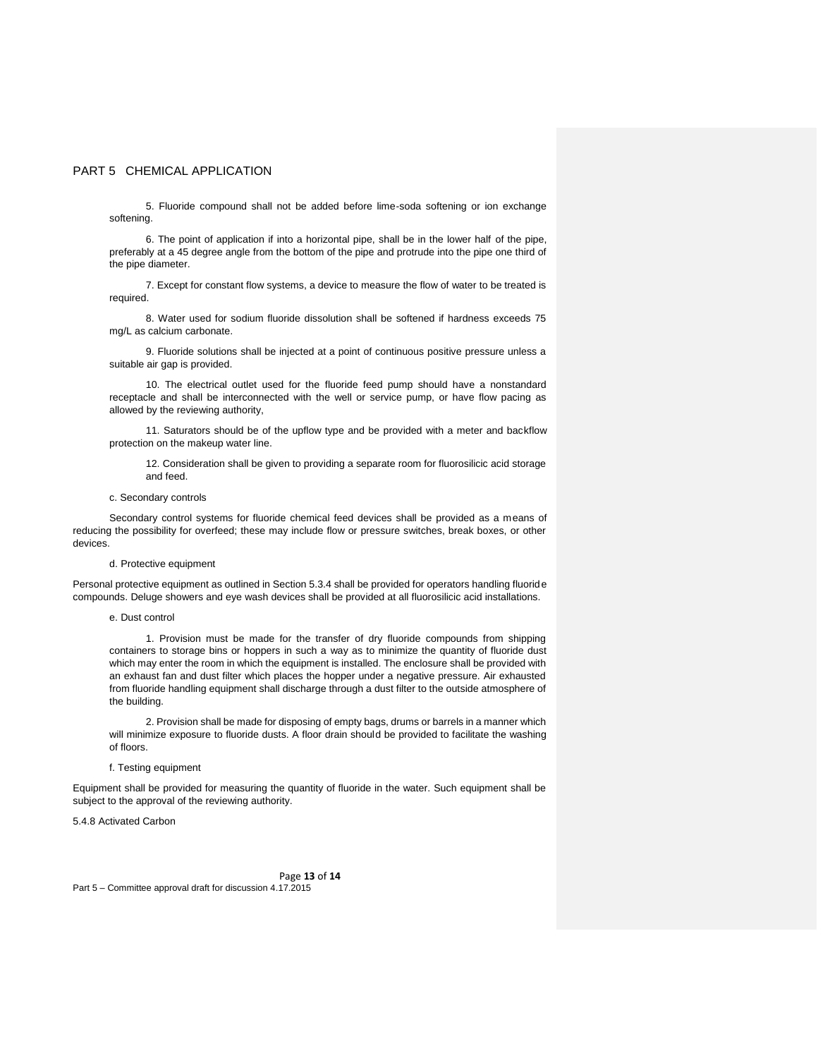5. Fluoride compound shall not be added before lime-soda softening or ion exchange softening.

6. The point of application if into a horizontal pipe, shall be in the lower half of the pipe, preferably at a 45 degree angle from the bottom of the pipe and protrude into the pipe one third of the pipe diameter.

7. Except for constant flow systems, a device to measure the flow of water to be treated is required.

8. Water used for sodium fluoride dissolution shall be softened if hardness exceeds 75 mg/L as calcium carbonate.

9. Fluoride solutions shall be injected at a point of continuous positive pressure unless a suitable air gap is provided.

10. The electrical outlet used for the fluoride feed pump should have a nonstandard receptacle and shall be interconnected with the well or service pump, or have flow pacing as allowed by the reviewing authority,

11. Saturators should be of the upflow type and be provided with a meter and backflow protection on the makeup water line.

12. Consideration shall be given to providing a separate room for fluorosilicic acid storage and feed.

c. Secondary controls

Secondary control systems for fluoride chemical feed devices shall be provided as a means of reducing the possibility for overfeed; these may include flow or pressure switches, break boxes, or other devices.

d. Protective equipment

Personal protective equipment as outlined in Section 5.3.4 shall be provided for operators handling fluoride compounds. Deluge showers and eye wash devices shall be provided at all fluorosilicic acid installations.

e. Dust control

1. Provision must be made for the transfer of dry fluoride compounds from shipping containers to storage bins or hoppers in such a way as to minimize the quantity of fluoride dust which may enter the room in which the equipment is installed. The enclosure shall be provided with an exhaust fan and dust filter which places the hopper under a negative pressure. Air exhausted from fluoride handling equipment shall discharge through a dust filter to the outside atmosphere of the building.

2. Provision shall be made for disposing of empty bags, drums or barrels in a manner which will minimize exposure to fluoride dusts. A floor drain should be provided to facilitate the washing of floors.

f. Testing equipment

Equipment shall be provided for measuring the quantity of fluoride in the water. Such equipment shall be subject to the approval of the reviewing authority.

5.4.8 Activated Carbon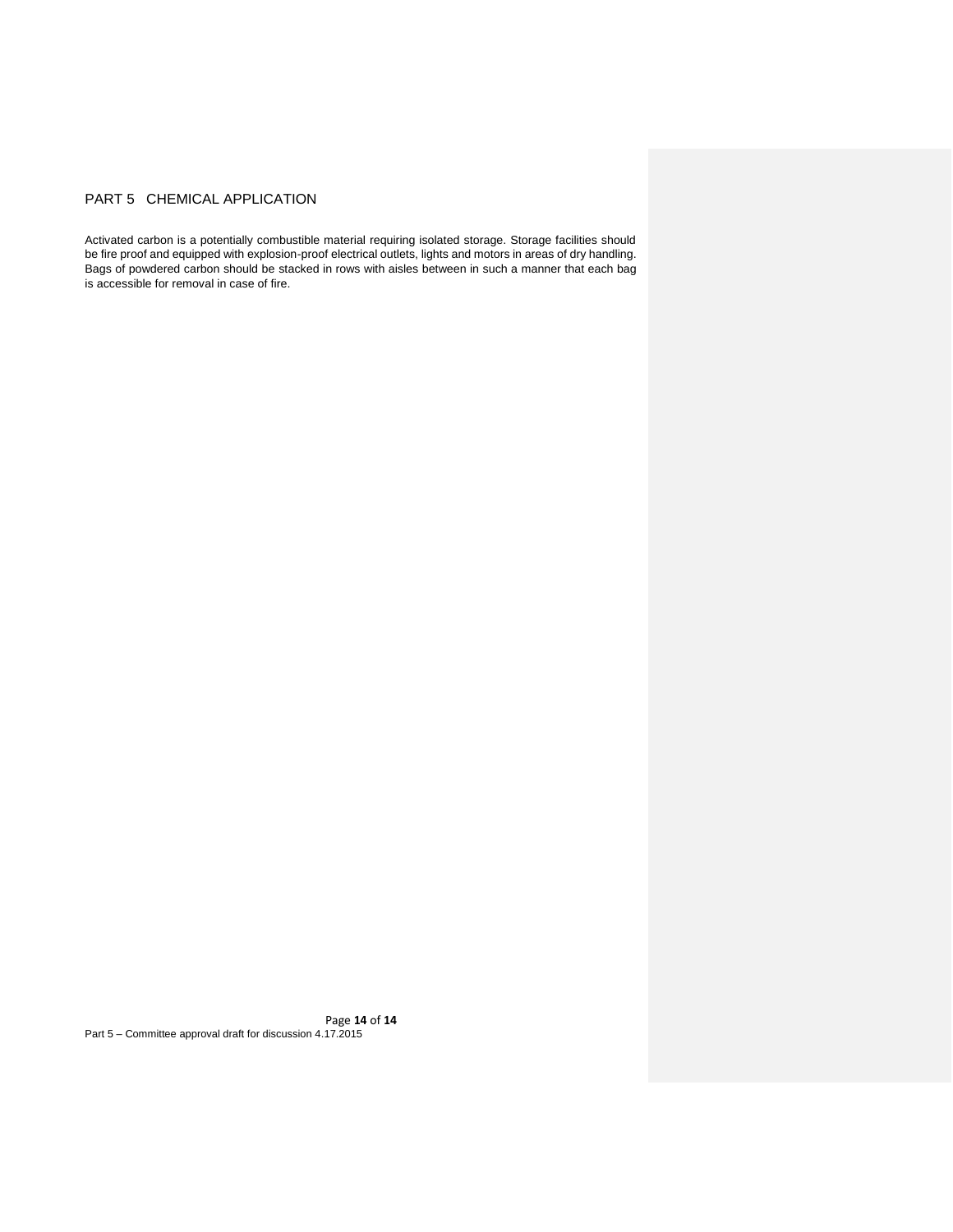PART 5 CHEMICAL APPLICATION

Activated carbon is a potentially combustible material requiring isolated storage. Storage facilities should be fire proof and equipped with explosion-proof electrical outlets, lights and motors in areas of dry handling. Bags of powdered carbon should be stacked in rows with aisles between in such a manner that each bag is accessible for removal in case of fire.